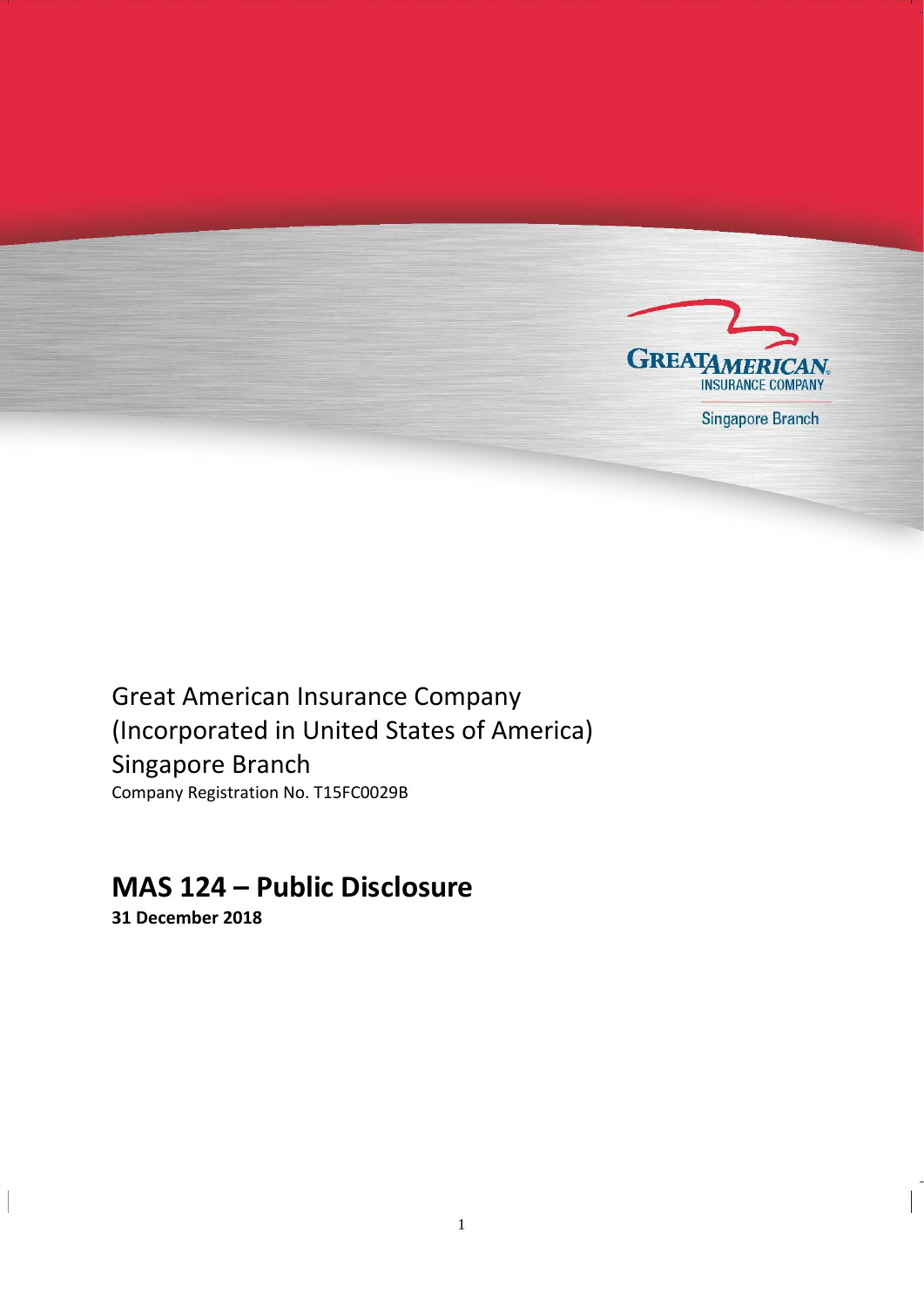GREAT AMERICAN INSURANCE COMPANY

Singapore Branch

Great American Insurance Company
(Incorporated in United States of America)
Singapore Branch

Company Registration No. T15FC0029B

# MAS 124 – Public Disclosure

**31 December 2018**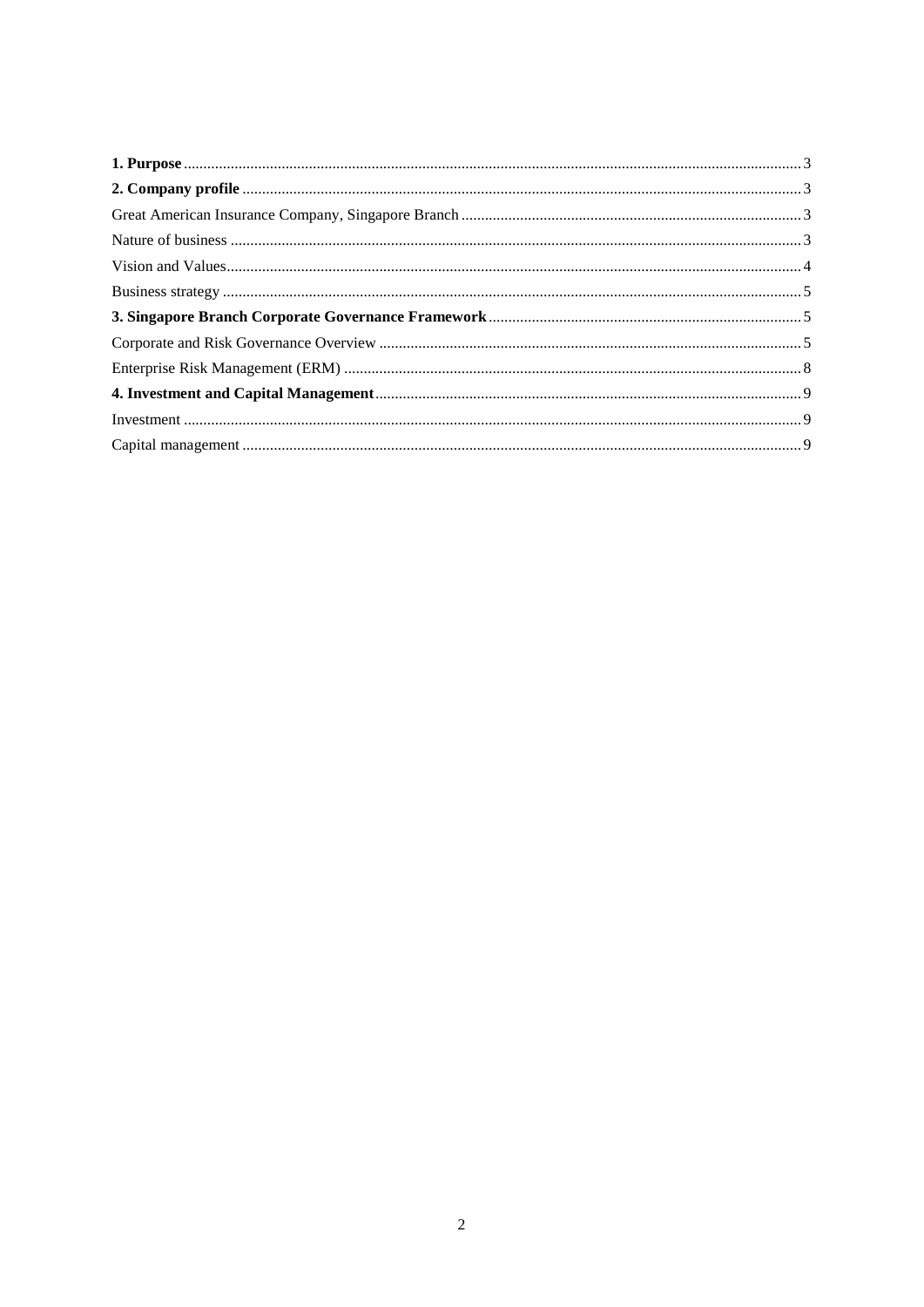**1. Purpose** ..... 3

**2. Company profile** ..... 3

Great American Insurance Company, Singapore Branch ..... 3

Nature of business ..... 3

Vision and Values ..... 4

Business strategy ..... 5

**3. Singapore Branch Corporate Governance Framework** ..... 5

Corporate and Risk Governance Overview ..... 5

Enterprise Risk Management (ERM) ..... 8

**4. Investment and Capital Management** ..... 9

Investment ..... 9

Capital management ..... 9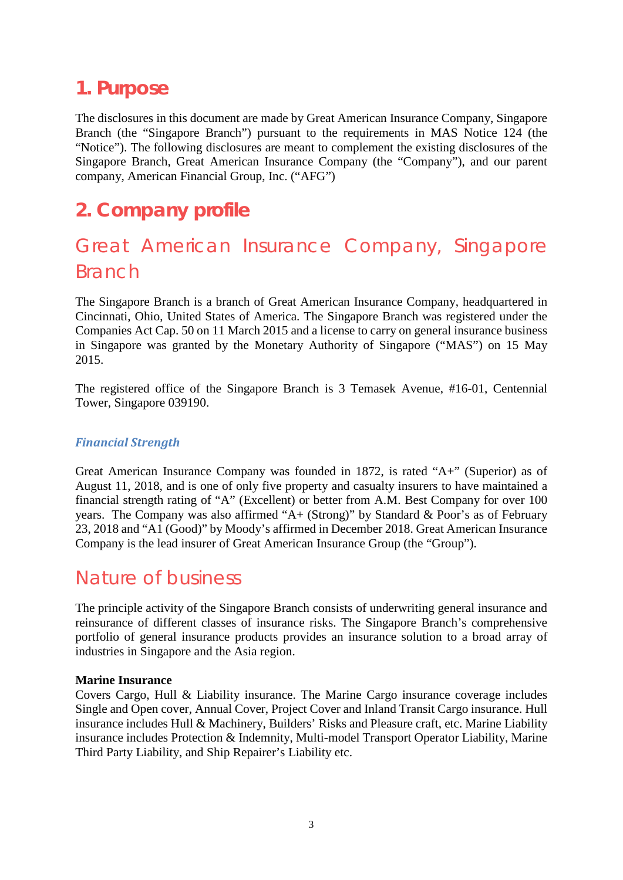# 1. Purpose

The disclosures in this document are made by Great American Insurance Company, Singapore Branch (the "Singapore Branch") pursuant to the requirements in MAS Notice 124 (the "Notice"). The following disclosures are meant to complement the existing disclosures of the Singapore Branch, Great American Insurance Company (the "Company"), and our parent company, American Financial Group, Inc. ("AFG")

# 2. Company profile

## Great American Insurance Company, Singapore Branch

The Singapore Branch is a branch of Great American Insurance Company, headquartered in Cincinnati, Ohio, United States of America. The Singapore Branch was registered under the Companies Act Cap. 50 on 11 March 2015 and a license to carry on general insurance business in Singapore was granted by the Monetary Authority of Singapore ("MAS") on 15 May 2015.

The registered office of the Singapore Branch is 3 Temasek Avenue, #16-01, Centennial Tower, Singapore 039190.

### *Financial Strength*

Great American Insurance Company was founded in 1872, is rated "A+" (Superior) as of August 11, 2018, and is one of only five property and casualty insurers to have maintained a financial strength rating of "A" (Excellent) or better from A.M. Best Company for over 100 years. The Company was also affirmed "A+ (Strong)" by Standard & Poor's as of February 23, 2018 and "A1 (Good)" by Moody's affirmed in December 2018. Great American Insurance Company is the lead insurer of Great American Insurance Group (the "Group").

## Nature of business

The principle activity of the Singapore Branch consists of underwriting general insurance and reinsurance of different classes of insurance risks. The Singapore Branch's comprehensive portfolio of general insurance products provides an insurance solution to a broad array of industries in Singapore and the Asia region.

**Marine Insurance**

Covers Cargo, Hull & Liability insurance. The Marine Cargo insurance coverage includes Single and Open cover, Annual Cover, Project Cover and Inland Transit Cargo insurance. Hull insurance includes Hull & Machinery, Builders' Risks and Pleasure craft, etc. Marine Liability insurance includes Protection & Indemnity, Multi-model Transport Operator Liability, Marine Third Party Liability, and Ship Repairer's Liability etc.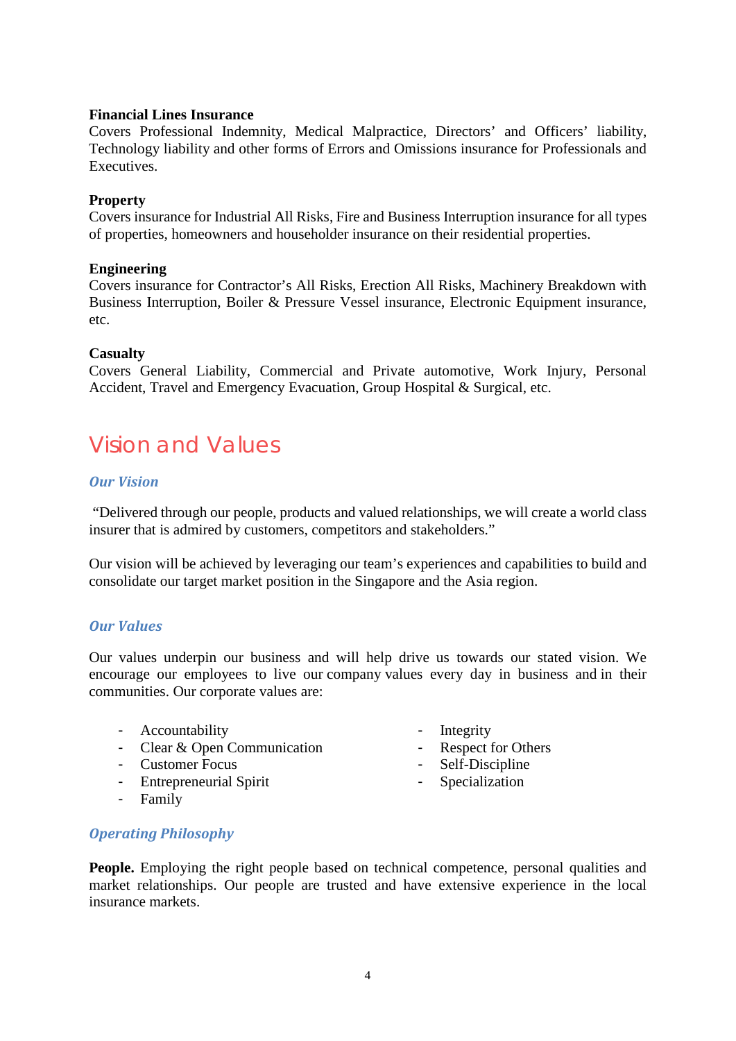**Financial Lines Insurance**
Covers Professional Indemnity, Medical Malpractice, Directors' and Officers' liability, Technology liability and other forms of Errors and Omissions insurance for Professionals and Executives.

**Property**
Covers insurance for Industrial All Risks, Fire and Business Interruption insurance for all types of properties, homeowners and householder insurance on their residential properties.

**Engineering**
Covers insurance for Contractor's All Risks, Erection All Risks, Machinery Breakdown with Business Interruption, Boiler & Pressure Vessel insurance, Electronic Equipment insurance, etc.

**Casualty**
Covers General Liability, Commercial and Private automotive, Work Injury, Personal Accident, Travel and Emergency Evacuation, Group Hospital & Surgical, etc.

# Vision and Values

### *Our Vision*

"Delivered through our people, products and valued relationships, we will create a world class insurer that is admired by customers, competitors and stakeholders."

Our vision will be achieved by leveraging our team's experiences and capabilities to build and consolidate our target market position in the Singapore and the Asia region.

### *Our Values*

Our values underpin our business and will help drive us towards our stated vision. We encourage our employees to live our company values every day in business and in their communities. Our corporate values are:

- Accountability
- Clear & Open Communication
- Customer Focus
- Entrepreneurial Spirit
- Family
- Integrity
- Respect for Others
- Self-Discipline
- Specialization

### *Operating Philosophy*

**People.** Employing the right people based on technical competence, personal qualities and market relationships. Our people are trusted and have extensive experience in the local insurance markets.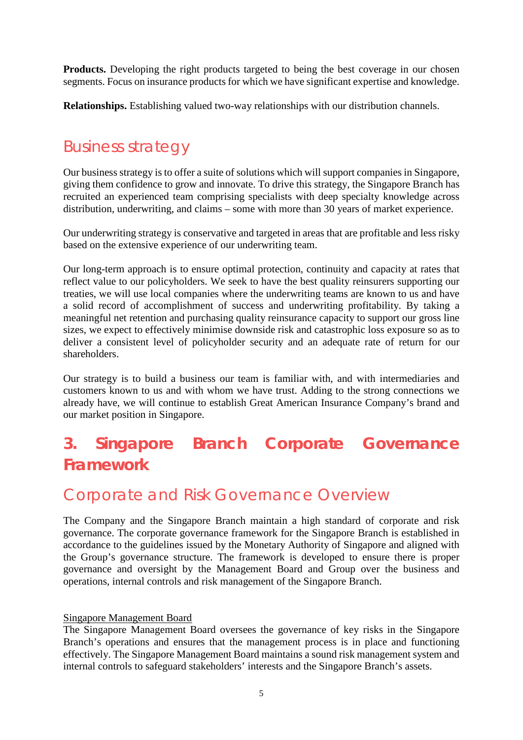**Products.** Developing the right products targeted to being the best coverage in our chosen segments. Focus on insurance products for which we have significant expertise and knowledge.

**Relationships.** Establishing valued two-way relationships with our distribution channels.

## Business strategy

Our business strategy is to offer a suite of solutions which will support companies in Singapore, giving them confidence to grow and innovate. To drive this strategy, the Singapore Branch has recruited an experienced team comprising specialists with deep specialty knowledge across distribution, underwriting, and claims – some with more than 30 years of market experience.

Our underwriting strategy is conservative and targeted in areas that are profitable and less risky based on the extensive experience of our underwriting team.

Our long-term approach is to ensure optimal protection, continuity and capacity at rates that reflect value to our policyholders. We seek to have the best quality reinsurers supporting our treaties, we will use local companies where the underwriting teams are known to us and have a solid record of accomplishment of success and underwriting profitability. By taking a meaningful net retention and purchasing quality reinsurance capacity to support our gross line sizes, we expect to effectively minimise downside risk and catastrophic loss exposure so as to deliver a consistent level of policyholder security and an adequate rate of return for our shareholders.

Our strategy is to build a business our team is familiar with, and with intermediaries and customers known to us and with whom we have trust. Adding to the strong connections we already have, we will continue to establish Great American Insurance Company's brand and our market position in Singapore.

# 3. Singapore Branch Corporate Governance Framework

## Corporate and Risk Governance Overview

The Company and the Singapore Branch maintain a high standard of corporate and risk governance. The corporate governance framework for the Singapore Branch is established in accordance to the guidelines issued by the Monetary Authority of Singapore and aligned with the Group's governance structure. The framework is developed to ensure there is proper governance and oversight by the Management Board and Group over the business and operations, internal controls and risk management of the Singapore Branch.

<u>Singapore Management Board</u>

The Singapore Management Board oversees the governance of key risks in the Singapore Branch's operations and ensures that the management process is in place and functioning effectively. The Singapore Management Board maintains a sound risk management system and internal controls to safeguard stakeholders' interests and the Singapore Branch's assets.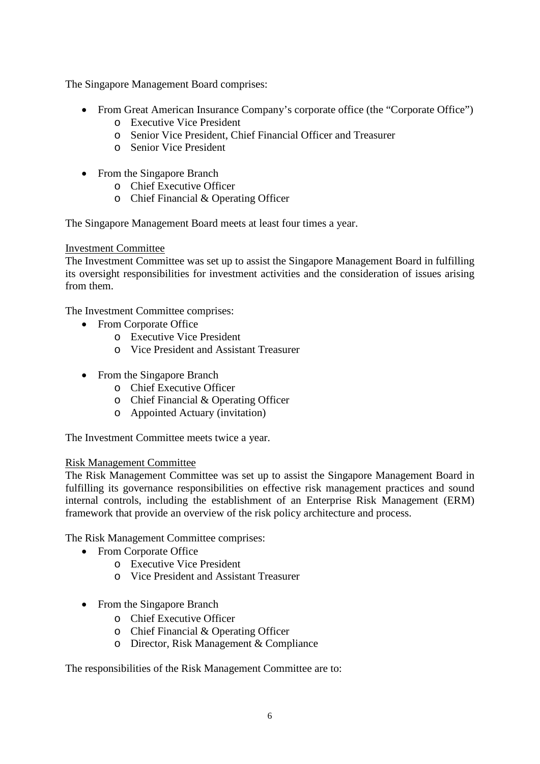The Singapore Management Board comprises:

- From Great American Insurance Company's corporate office (the "Corporate Office")
  - Executive Vice President
  - Senior Vice President, Chief Financial Officer and Treasurer
  - Senior Vice President

- From the Singapore Branch
  - Chief Executive Officer
  - Chief Financial & Operating Officer

The Singapore Management Board meets at least four times a year.

<u>Investment Committee</u>

The Investment Committee was set up to assist the Singapore Management Board in fulfilling its oversight responsibilities for investment activities and the consideration of issues arising from them.

The Investment Committee comprises:

- From Corporate Office
  - Executive Vice President
  - Vice President and Assistant Treasurer

- From the Singapore Branch
  - Chief Executive Officer
  - Chief Financial & Operating Officer
  - Appointed Actuary (invitation)

The Investment Committee meets twice a year.

<u>Risk Management Committee</u>

The Risk Management Committee was set up to assist the Singapore Management Board in fulfilling its governance responsibilities on effective risk management practices and sound internal controls, including the establishment of an Enterprise Risk Management (ERM) framework that provide an overview of the risk policy architecture and process.

The Risk Management Committee comprises:

- From Corporate Office
  - Executive Vice President
  - Vice President and Assistant Treasurer

- From the Singapore Branch
  - Chief Executive Officer
  - Chief Financial & Operating Officer
  - Director, Risk Management & Compliance

The responsibilities of the Risk Management Committee are to: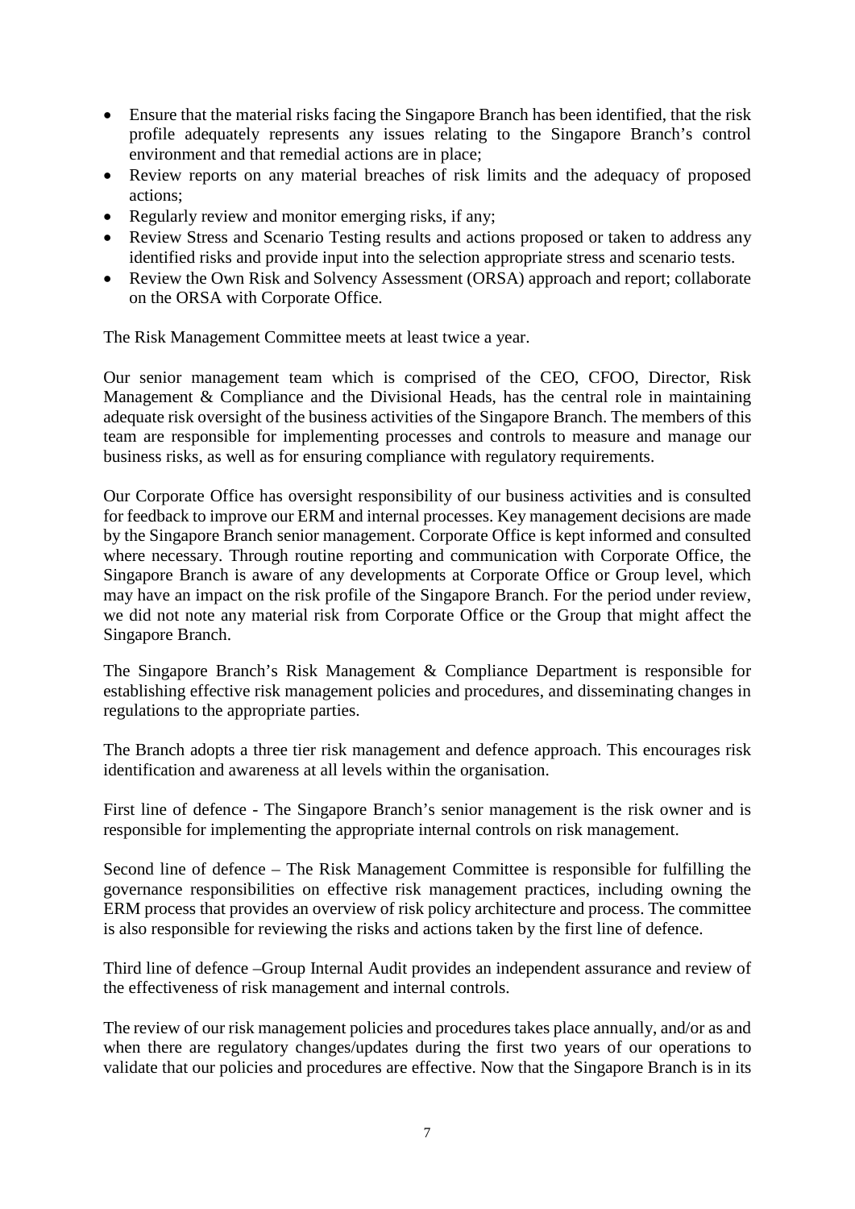- Ensure that the material risks facing the Singapore Branch has been identified, that the risk profile adequately represents any issues relating to the Singapore Branch's control environment and that remedial actions are in place;
- Review reports on any material breaches of risk limits and the adequacy of proposed actions;
- Regularly review and monitor emerging risks, if any;
- Review Stress and Scenario Testing results and actions proposed or taken to address any identified risks and provide input into the selection appropriate stress and scenario tests.
- Review the Own Risk and Solvency Assessment (ORSA) approach and report; collaborate on the ORSA with Corporate Office.

The Risk Management Committee meets at least twice a year.

Our senior management team which is comprised of the CEO, CFOO, Director, Risk Management & Compliance and the Divisional Heads, has the central role in maintaining adequate risk oversight of the business activities of the Singapore Branch. The members of this team are responsible for implementing processes and controls to measure and manage our business risks, as well as for ensuring compliance with regulatory requirements.

Our Corporate Office has oversight responsibility of our business activities and is consulted for feedback to improve our ERM and internal processes. Key management decisions are made by the Singapore Branch senior management. Corporate Office is kept informed and consulted where necessary. Through routine reporting and communication with Corporate Office, the Singapore Branch is aware of any developments at Corporate Office or Group level, which may have an impact on the risk profile of the Singapore Branch. For the period under review, we did not note any material risk from Corporate Office or the Group that might affect the Singapore Branch.

The Singapore Branch's Risk Management & Compliance Department is responsible for establishing effective risk management policies and procedures, and disseminating changes in regulations to the appropriate parties.

The Branch adopts a three tier risk management and defence approach. This encourages risk identification and awareness at all levels within the organisation.

First line of defence - The Singapore Branch's senior management is the risk owner and is responsible for implementing the appropriate internal controls on risk management.

Second line of defence – The Risk Management Committee is responsible for fulfilling the governance responsibilities on effective risk management practices, including owning the ERM process that provides an overview of risk policy architecture and process. The committee is also responsible for reviewing the risks and actions taken by the first line of defence.

Third line of defence –Group Internal Audit provides an independent assurance and review of the effectiveness of risk management and internal controls.

The review of our risk management policies and procedures takes place annually, and/or as and when there are regulatory changes/updates during the first two years of our operations to validate that our policies and procedures are effective. Now that the Singapore Branch is in its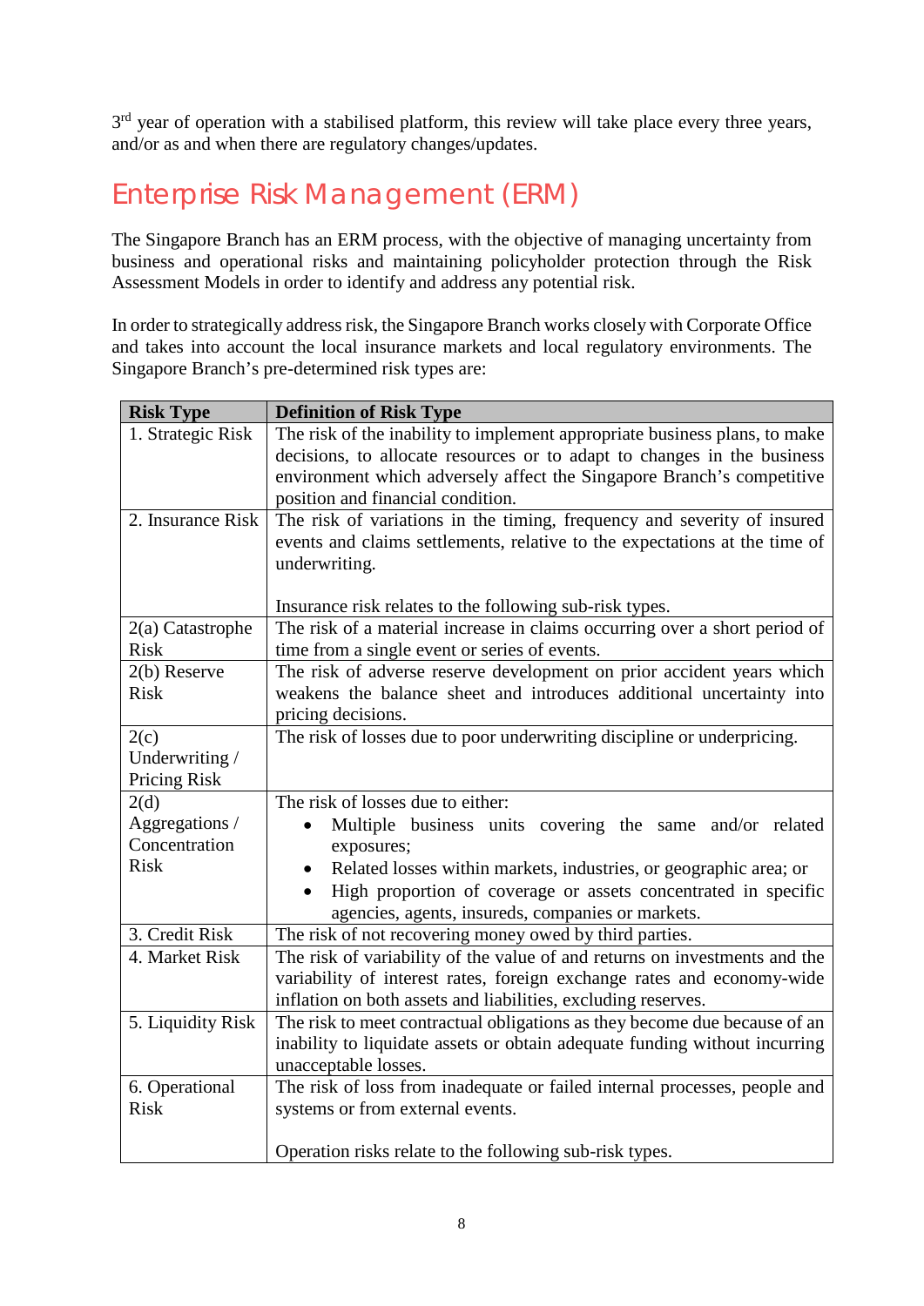3rd year of operation with a stabilised platform, this review will take place every three years, and/or as and when there are regulatory changes/updates.

## Enterprise Risk Management (ERM)

The Singapore Branch has an ERM process, with the objective of managing uncertainty from business and operational risks and maintaining policyholder protection through the Risk Assessment Models in order to identify and address any potential risk.

In order to strategically address risk, the Singapore Branch works closely with Corporate Office and takes into account the local insurance markets and local regulatory environments. The Singapore Branch's pre-determined risk types are:

| Risk Type | Definition of Risk Type |
|---|---|
| 1. Strategic Risk | The risk of the inability to implement appropriate business plans, to make decisions, to allocate resources or to adapt to changes in the business environment which adversely affect the Singapore Branch's competitive position and financial condition. |
| 2. Insurance Risk | The risk of variations in the timing, frequency and severity of insured events and claims settlements, relative to the expectations at the time of underwriting.<br><br>Insurance risk relates to the following sub-risk types. |
| 2(a) Catastrophe Risk | The risk of a material increase in claims occurring over a short period of time from a single event or series of events. |
| 2(b) Reserve Risk | The risk of adverse reserve development on prior accident years which weakens the balance sheet and introduces additional uncertainty into pricing decisions. |
| 2(c) Underwriting / Pricing Risk | The risk of losses due to poor underwriting discipline or underpricing. |
| 2(d) Aggregations / Concentration Risk | The risk of losses due to either:<br>• Multiple business units covering the same and/or related exposures;<br>• Related losses within markets, industries, or geographic area; or<br>• High proportion of coverage or assets concentrated in specific agencies, agents, insureds, companies or markets. |
| 3. Credit Risk | The risk of not recovering money owed by third parties. |
| 4. Market Risk | The risk of variability of the value of and returns on investments and the variability of interest rates, foreign exchange rates and economy-wide inflation on both assets and liabilities, excluding reserves. |
| 5. Liquidity Risk | The risk to meet contractual obligations as they become due because of an inability to liquidate assets or obtain adequate funding without incurring unacceptable losses. |
| 6. Operational Risk | The risk of loss from inadequate or failed internal processes, people and systems or from external events.<br><br>Operation risks relate to the following sub-risk types. |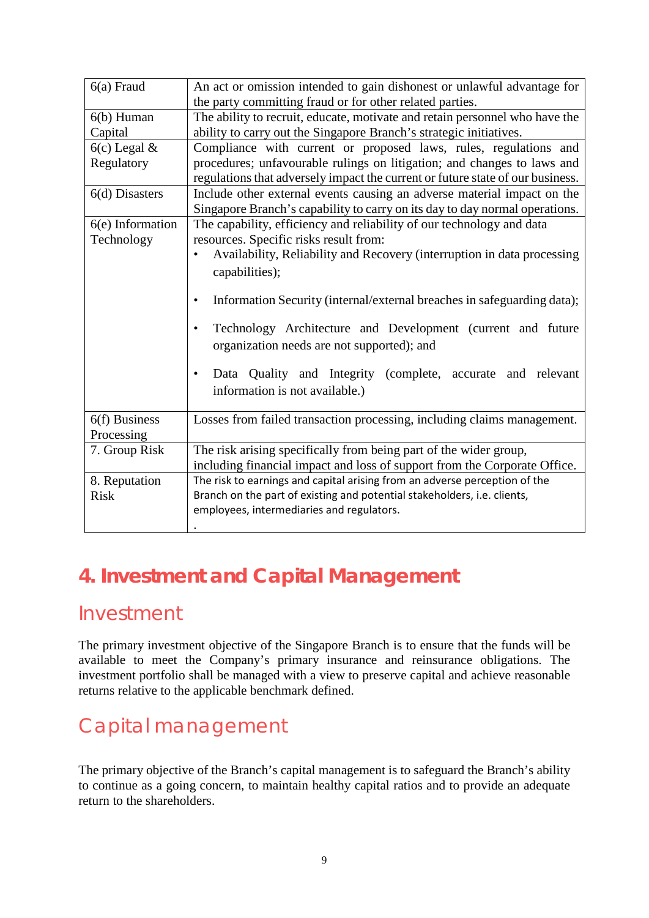| 6(a) Fraud | An act or omission intended to gain dishonest or unlawful advantage for the party committing fraud or for other related parties. |
|---|---|
| 6(b) Human Capital | The ability to recruit, educate, motivate and retain personnel who have the ability to carry out the Singapore Branch's strategic initiatives. |
| 6(c) Legal & Regulatory | Compliance with current or proposed laws, rules, regulations and procedures; unfavourable rulings on litigation; and changes to laws and regulations that adversely impact the current or future state of our business. |
| 6(d) Disasters | Include other external events causing an adverse material impact on the Singapore Branch's capability to carry on its day to day normal operations. |
| 6(e) Information Technology | The capability, efficiency and reliability of our technology and data resources. Specific risks result from:<br>• Availability, Reliability and Recovery (interruption in data processing capabilities);<br>• Information Security (internal/external breaches in safeguarding data);<br>• Technology Architecture and Development (current and future organization needs are not supported); and<br>• Data Quality and Integrity (complete, accurate and relevant information is not available.) |
| 6(f) Business Processing | Losses from failed transaction processing, including claims management. |
| 7. Group Risk | The risk arising specifically from being part of the wider group, including financial impact and loss of support from the Corporate Office. |
| 8. Reputation Risk | The risk to earnings and capital arising from an adverse perception of the Branch on the part of existing and potential stakeholders, i.e. clients, employees, intermediaries and regulators.<br>. |

# 4. Investment and Capital Management

## Investment

The primary investment objective of the Singapore Branch is to ensure that the funds will be available to meet the Company's primary insurance and reinsurance obligations. The investment portfolio shall be managed with a view to preserve capital and achieve reasonable returns relative to the applicable benchmark defined.

## Capital management

The primary objective of the Branch's capital management is to safeguard the Branch's ability to continue as a going concern, to maintain healthy capital ratios and to provide an adequate return to the shareholders.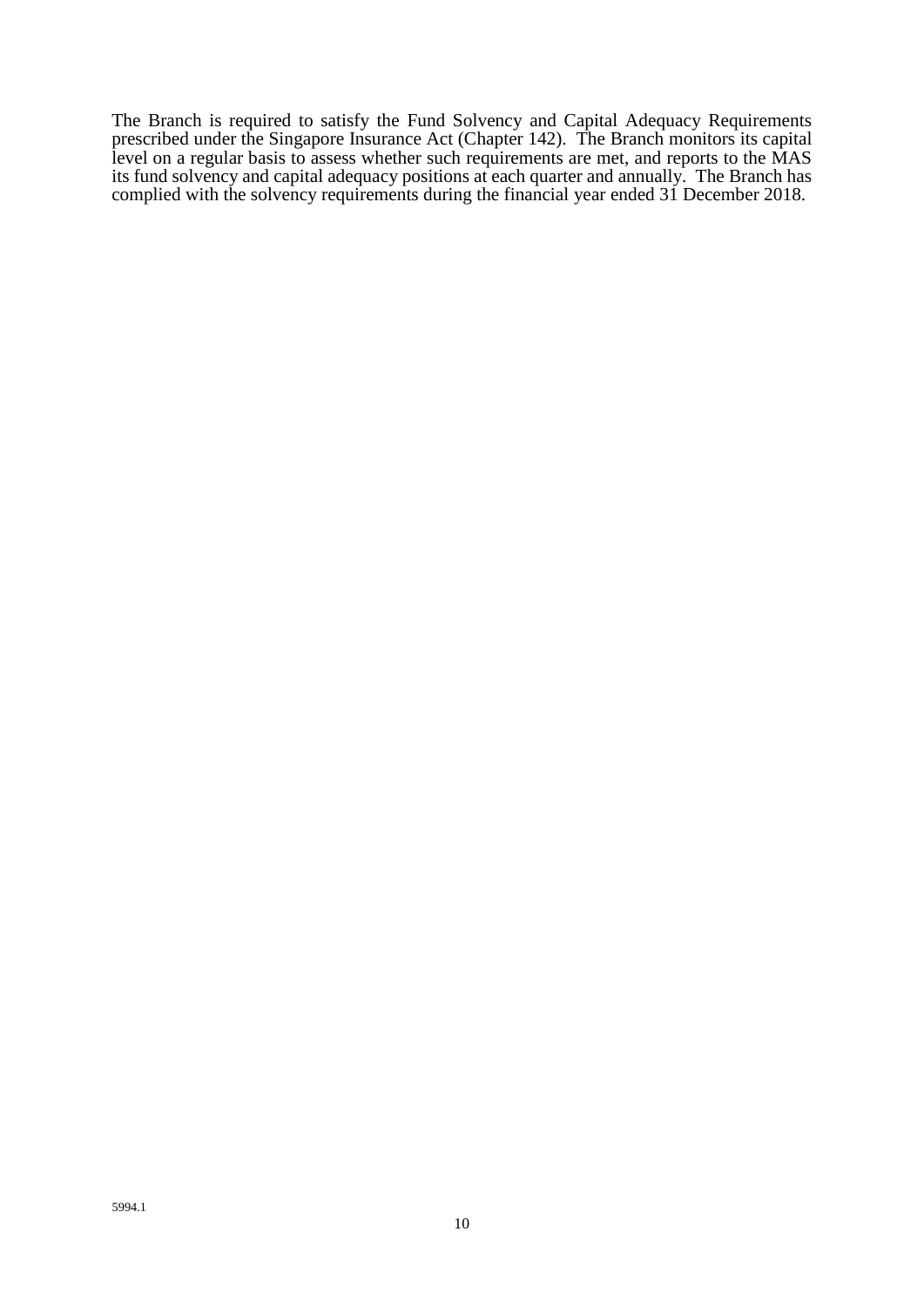The Branch is required to satisfy the Fund Solvency and Capital Adequacy Requirements prescribed under the Singapore Insurance Act (Chapter 142). The Branch monitors its capital level on a regular basis to assess whether such requirements are met, and reports to the MAS its fund solvency and capital adequacy positions at each quarter and annually. The Branch has complied with the solvency requirements during the financial year ended 31 December 2018.

5994.1